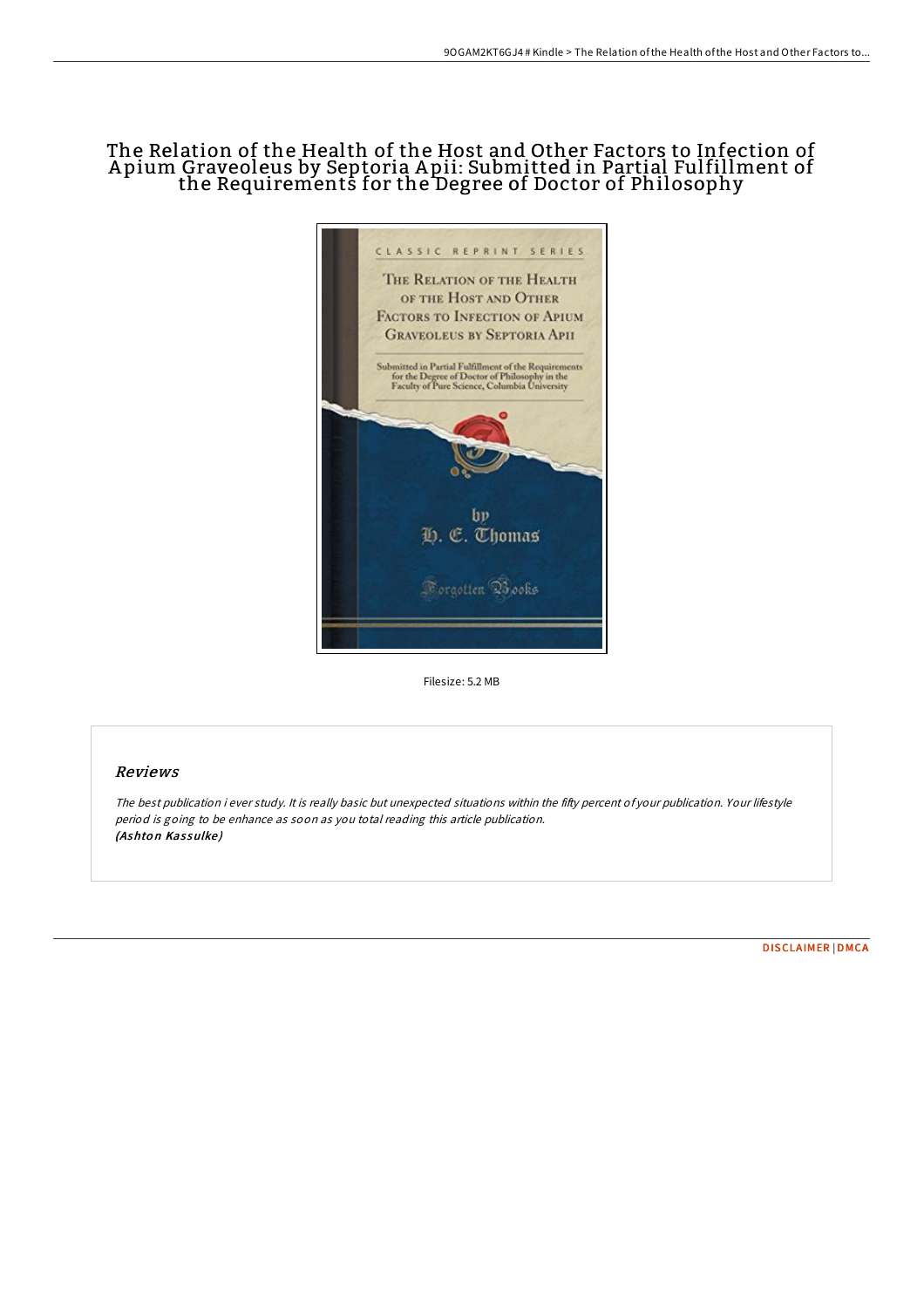# The Relation of the Health of the Host and Other Factors to Infection of Apium Graveoleus by Septoria Apii: Submitted in Partial Fulfillment of the Requirements for the Degree of Doctor of Philosophy

Filesize: 5.2 MB

## Reviews

*The best publication i ever study. It is really basic but unexpected situations within the fifty percent of your publication. Your lifestyle period is going to be enhance as soon as you total reading this article publication.*
*(Ashton Kassulke)*

DISCLAIMER | DMCA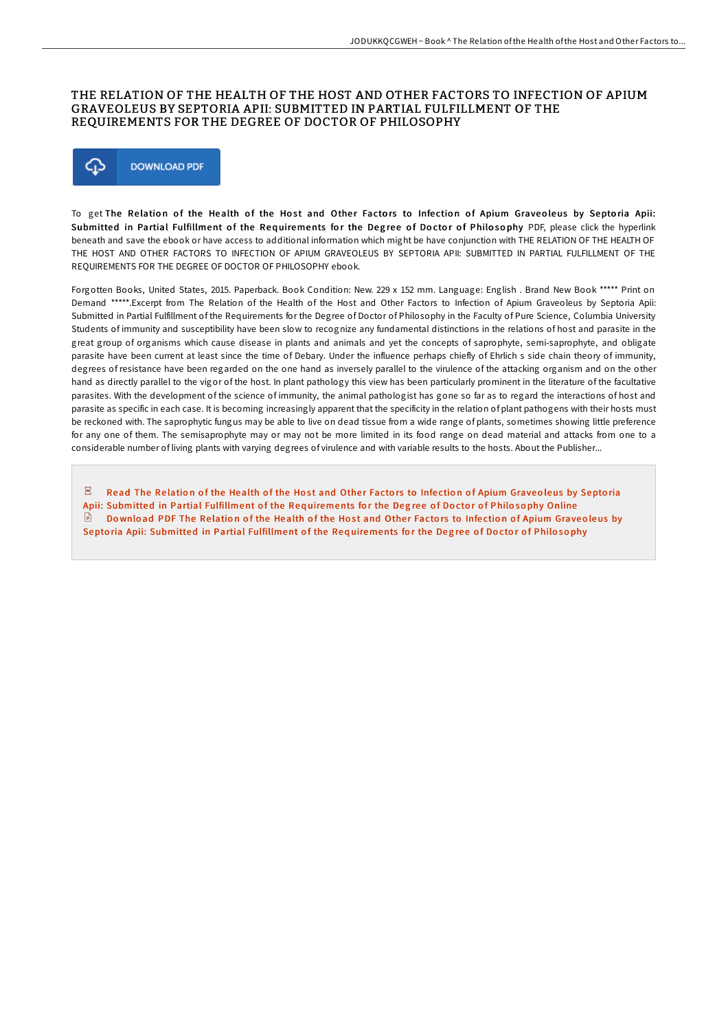# THE RELATION OF THE HEALTH OF THE HOST AND OTHER FACTORS TO INFECTION OF APIUM GRAVEOLEUS BY SEPTORIA APII: SUBMITTED IN PARTIAL FULFILLMENT OF THE REQUIREMENTS FOR THE DEGREE OF DOCTOR OF PHILOSOPHY

DOWNLOAD PDF

To get **The Relation of the Health of the Host and Other Factors to Infection of Apium Graveoleus by Septoria Apii: Submitted in Partial Fulfillment of the Requirements for the Degree of Doctor of Philosophy** PDF, please click the hyperlink beneath and save the ebook or have access to additional information which might be have conjunction with THE RELATION OF THE HEALTH OF THE HOST AND OTHER FACTORS TO INFECTION OF APIUM GRAVEOLEUS BY SEPTORIA APII: SUBMITTED IN PARTIAL FULFILLMENT OF THE REQUIREMENTS FOR THE DEGREE OF DOCTOR OF PHILOSOPHY ebook.

Forgotten Books, United States, 2015. Paperback. Book Condition: New. 229 x 152 mm. Language: English . Brand New Book ***** Print on Demand *****.Excerpt from The Relation of the Health of the Host and Other Factors to Infection of Apium Graveoleus by Septoria Apii: Submitted in Partial Fulfillment of the Requirements for the Degree of Doctor of Philosophy in the Faculty of Pure Science, Columbia University Students of immunity and susceptibility have been slow to recognize any fundamental distinctions in the relations of host and parasite in the great group of organisms which cause disease in plants and animals and yet the concepts of saprophyte, semi-saprophyte, and obligate parasite have been current at least since the time of Debary. Under the influence perhaps chiefly of Ehrlich s side chain theory of immunity, degrees of resistance have been regarded on the one hand as inversely parallel to the virulence of the attacking organism and on the other hand as directly parallel to the vigor of the host. In plant pathology this view has been particularly prominent in the literature of the facultative parasites. With the development of the science of immunity, the animal pathologist has gone so far as to regard the interactions of host and parasite as specific in each case. It is becoming increasingly apparent that the specificity in the relation of plant pathogens with their hosts must be reckoned with. The saprophytic fungus may be able to live on dead tissue from a wide range of plants, sometimes showing little preference for any one of them. The semisaprophyte may or may not be more limited in its food range on dead material and attacks from one to a considerable number of living plants with varying degrees of virulence and with variable results to the hosts. About the Publisher...

Read The Relation of the Health of the Host and Other Factors to Infection of Apium Graveoleus by Septoria Apii: Submitted in Partial Fulfillment of the Requirements for the Degree of Doctor of Philosophy Online

Download PDF The Relation of the Health of the Host and Other Factors to Infection of Apium Graveoleus by Septoria Apii: Submitted in Partial Fulfillment of the Requirements for the Degree of Doctor of Philosophy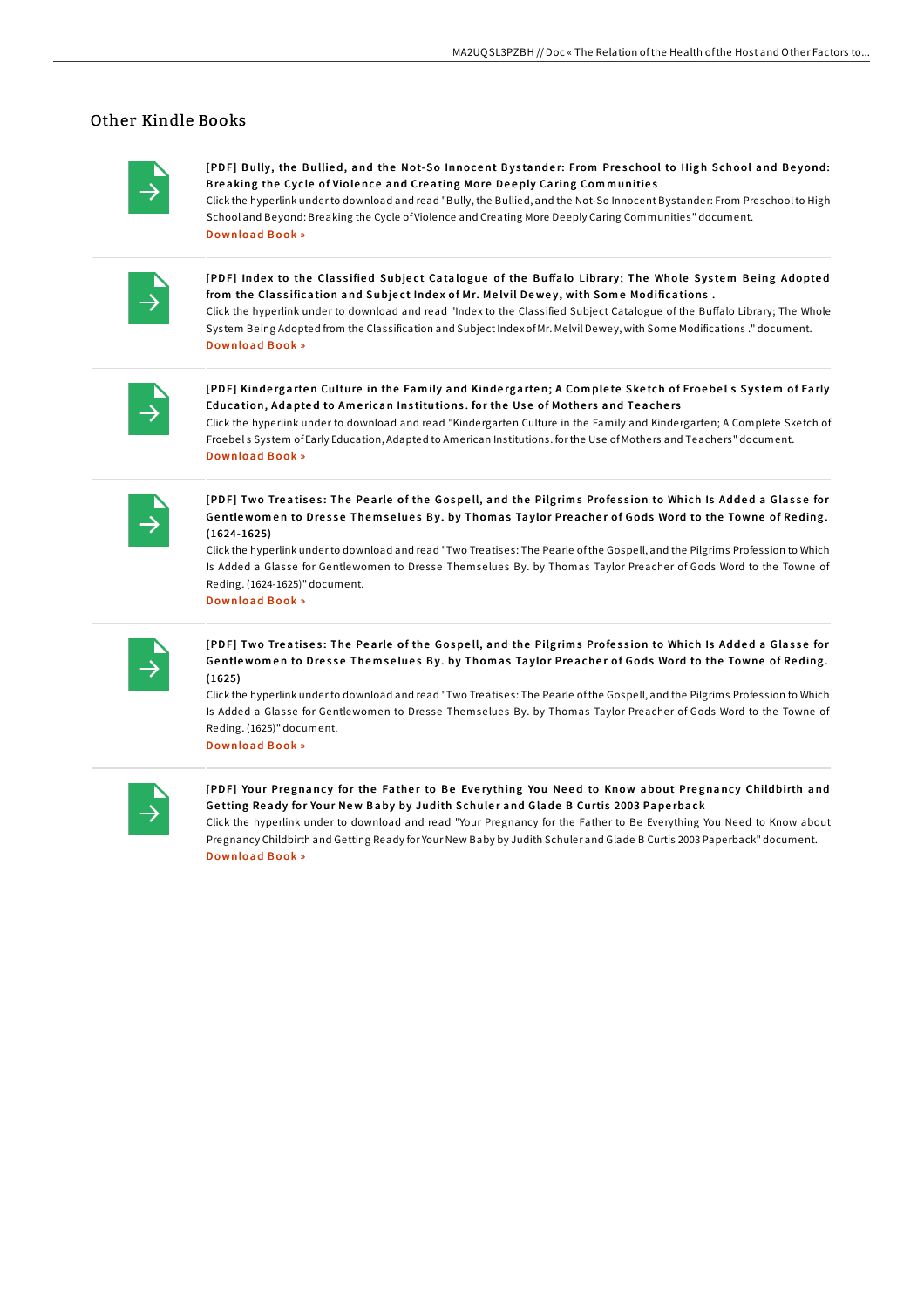## Other Kindle Books

**[PDF] Bully, the Bullied, and the Not-So Innocent Bystander: From Preschool to High School and Beyond: Breaking the Cycle of Violence and Creating More Deeply Caring Communities**

Click the hyperlink under to download and read "Bully, the Bullied, and the Not-So Innocent Bystander: From Preschool to High School and Beyond: Breaking the Cycle of Violence and Creating More Deeply Caring Communities" document.

Download Book »

**[PDF] Index to the Classified Subject Catalogue of the Buffalo Library; The Whole System Being Adopted from the Classification and Subject Index of Mr. Melvil Dewey, with Some Modifications .**

Click the hyperlink under to download and read "Index to the Classified Subject Catalogue of the Buffalo Library; The Whole System Being Adopted from the Classification and Subject Index of Mr. Melvil Dewey, with Some Modifications ." document.

Download Book »

**[PDF] Kindergarten Culture in the Family and Kindergarten; A Complete Sketch of Froebel s System of Early Education, Adapted to American Institutions. for the Use of Mothers and Teachers**

Click the hyperlink under to download and read "Kindergarten Culture in the Family and Kindergarten; A Complete Sketch of Froebel s System of Early Education, Adapted to American Institutions. for the Use of Mothers and Teachers" document.

Download Book »

**[PDF] Two Treatises: The Pearle of the Gospell, and the Pilgrims Profession to Which Is Added a Glasse for Gentlewomen to Dresse Themselues By. by Thomas Taylor Preacher of Gods Word to the Towne of Reding. (1624-1625)**

Click the hyperlink under to download and read "Two Treatises: The Pearle of the Gospell, and the Pilgrims Profession to Which Is Added a Glasse for Gentlewomen to Dresse Themselues By. by Thomas Taylor Preacher of Gods Word to the Towne of Reding. (1624-1625)" document.

Download Book »

**[PDF] Two Treatises: The Pearle of the Gospell, and the Pilgrims Profession to Which Is Added a Glasse for Gentlewomen to Dresse Themselues By. by Thomas Taylor Preacher of Gods Word to the Towne of Reding. (1625)**

Click the hyperlink under to download and read "Two Treatises: The Pearle of the Gospell, and the Pilgrims Profession to Which Is Added a Glasse for Gentlewomen to Dresse Themselues By. by Thomas Taylor Preacher of Gods Word to the Towne of Reding. (1625)" document.

Download Book »

**[PDF] Your Pregnancy for the Father to Be Everything You Need to Know about Pregnancy Childbirth and Getting Ready for Your New Baby by Judith Schuler and Glade B Curtis 2003 Paperback**

Click the hyperlink under to download and read "Your Pregnancy for the Father to Be Everything You Need to Know about Pregnancy Childbirth and Getting Ready for Your New Baby by Judith Schuler and Glade B Curtis 2003 Paperback" document.

Download Book »